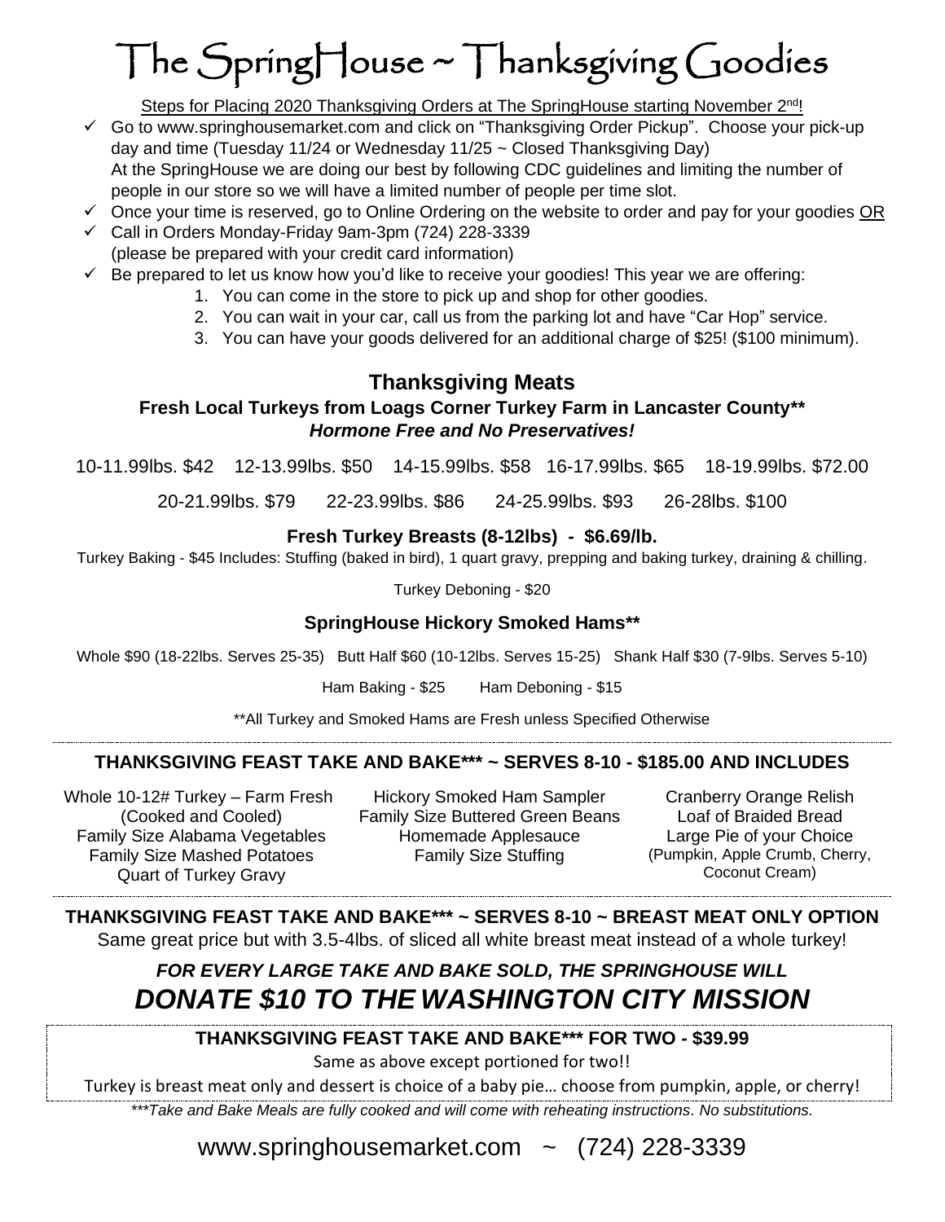# The SpringHouse ~ Thanksgiving Goodies

<u>Steps for Placing 2020 Thanksgiving Orders at The SpringHouse starting November 2nd!</u>

- ✓ Go to www.springhousemarket.com and click on "Thanksgiving Order Pickup". Choose your pick-up day and time (Tuesday 11/24 or Wednesday 11/25 ~ Closed Thanksgiving Day)
  At the SpringHouse we are doing our best by following CDC guidelines and limiting the number of people in our store so we will have a limited number of people per time slot.
- ✓ Once your time is reserved, go to Online Ordering on the website to order and pay for your goodies <u>OR</u>
- ✓ Call in Orders Monday-Friday 9am-3pm (724) 228-3339
  (please be prepared with your credit card information)
- ✓ Be prepared to let us know how you'd like to receive your goodies! This year we are offering:
  1. You can come in the store to pick up and shop for other goodies.
  2. You can wait in your car, call us from the parking lot and have "Car Hop" service.
  3. You can have your goods delivered for an additional charge of $25! ($100 minimum).

## Thanksgiving Meats

**Fresh Local Turkeys from Loags Corner Turkey Farm in Lancaster County****

***Hormone Free and No Preservatives!***

10-11.99lbs. $42 12-13.99lbs. $50 14-15.99lbs. $58 16-17.99lbs. $65 18-19.99lbs. $72.00

20-21.99lbs. $79 22-23.99lbs. $86 24-25.99lbs. $93 26-28lbs. $100

**Fresh Turkey Breasts (8-12lbs) - $6.69/lb.**

Turkey Baking - $45 Includes: Stuffing (baked in bird), 1 quart gravy, prepping and baking turkey, draining & chilling.

Turkey Deboning - $20

**SpringHouse Hickory Smoked Hams****

Whole $90 (18-22lbs. Serves 25-35) Butt Half $60 (10-12lbs. Serves 15-25) Shank Half $30 (7-9lbs. Serves 5-10)

Ham Baking - $25 Ham Deboning - $15

**All Turkey and Smoked Hams are Fresh unless Specified Otherwise

---

**THANKSGIVING FEAST TAKE AND BAKE*** ~ SERVES 8-10 - $185.00 AND INCLUDES**

Whole 10-12# Turkey – Farm Fresh (Cooked and Cooled)
Family Size Alabama Vegetables
Family Size Mashed Potatoes
Quart of Turkey Gravy
Hickory Smoked Ham Sampler
Family Size Buttered Green Beans
Homemade Applesauce
Family Size Stuffing
Cranberry Orange Relish
Loaf of Braided Bread
Large Pie of your Choice (Pumpkin, Apple Crumb, Cherry, Coconut Cream)

---

**THANKSGIVING FEAST TAKE AND BAKE*** ~ SERVES 8-10 ~ BREAST MEAT ONLY OPTION**

Same great price but with 3.5-4lbs. of sliced all white breast meat instead of a whole turkey!

***FOR EVERY LARGE TAKE AND BAKE SOLD, THE SPRINGHOUSE WILL***

## *DONATE $10 TO THE WASHINGTON CITY MISSION*

**THANKSGIVING FEAST TAKE AND BAKE*** FOR TWO - $39.99**

Same as above except portioned for two!!

Turkey is breast meat only and dessert is choice of a baby pie… choose from pumpkin, apple, or cherry!

****Take and Bake Meals are fully cooked and will come with reheating instructions. No substitutions.*

www.springhousemarket.com ~ (724) 228-3339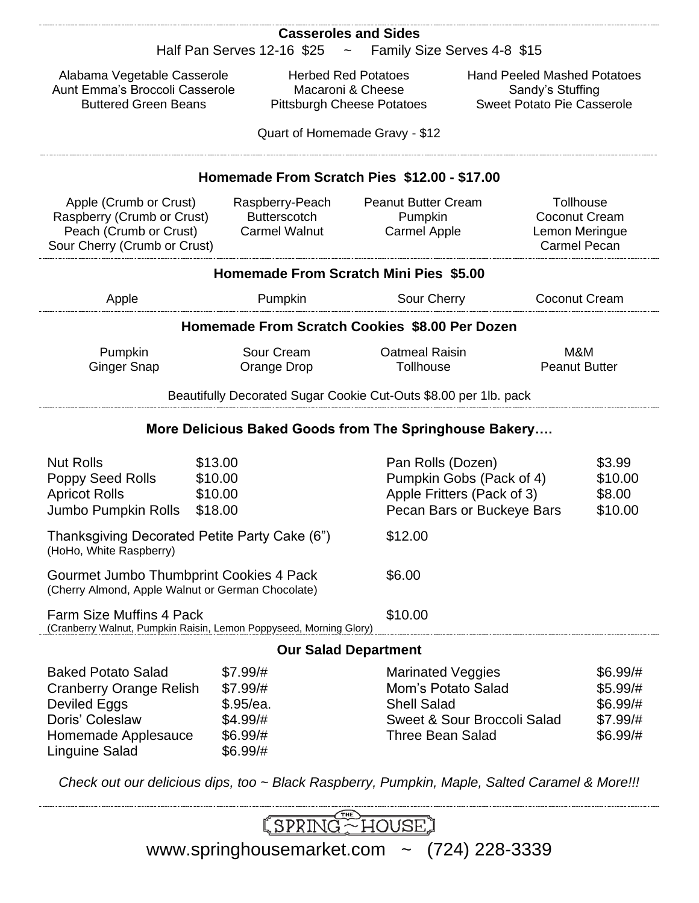## Casseroles and Sides

Half Pan Serves 12-16 $25 ~ Family Size Serves 4-8 $15

| | | |
|---|---|---|
| Alabama Vegetable Casserole | Herbed Red Potatoes | Hand Peeled Mashed Potatoes |
| Aunt Emma's Broccoli Casserole | Macaroni & Cheese | Sandy's Stuffing |
| Buttered Green Beans | Pittsburgh Cheese Potatoes | Sweet Potato Pie Casserole |

Quart of Homemade Gravy - $12

## Homemade From Scratch Pies $12.00 - $17.00

| | | | |
|---|---|---|---|
| Apple (Crumb or Crust) | Raspberry-Peach | Peanut Butter Cream | Tollhouse |
| Raspberry (Crumb or Crust) | Butterscotch | Pumpkin | Coconut Cream |
| Peach (Crumb or Crust) | Carmel Walnut | Carmel Apple | Lemon Meringue |
| Sour Cherry (Crumb or Crust) | | | Carmel Pecan |

## Homemade From Scratch Mini Pies $5.00

| | | | |
|---|---|---|---|
| Apple | Pumpkin | Sour Cherry | Coconut Cream |

## Homemade From Scratch Cookies $8.00 Per Dozen

| | | | |
|---|---|---|---|
| Pumpkin | Sour Cream | Oatmeal Raisin | M&M |
| Ginger Snap | Orange Drop | Tollhouse | Peanut Butter |

Beautifully Decorated Sugar Cookie Cut-Outs $8.00 per 1lb. pack

## More Delicious Baked Goods from The Springhouse Bakery….

| | | | |
|---|---|---|---|
| Nut Rolls | $13.00 | Pan Rolls (Dozen) | $3.99 |
| Poppy Seed Rolls | $10.00 | Pumpkin Gobs (Pack of 4) | $10.00 |
| Apricot Rolls | $10.00 | Apple Fritters (Pack of 3) | $8.00 |
| Jumbo Pumpkin Rolls | $18.00 | Pecan Bars or Buckeye Bars | $10.00 |

Thanksgiving Decorated Petite Party Cake (6") $12.00
(HoHo, White Raspberry)

Gourmet Jumbo Thumbprint Cookies 4 Pack $6.00
(Cherry Almond, Apple Walnut or German Chocolate)

Farm Size Muffins 4 Pack $10.00
(Cranberry Walnut, Pumpkin Raisin, Lemon Poppyseed, Morning Glory)

## Our Salad Department

| | | | |
|---|---|---|---|
| Baked Potato Salad | $7.99/# | Marinated Veggies | $6.99/# |
| Cranberry Orange Relish | $7.99/# | Mom's Potato Salad | $5.99/# |
| Deviled Eggs | $.95/ea. | Shell Salad | $6.99/# |
| Doris' Coleslaw | $4.99/# | Sweet & Sour Broccoli Salad | $7.99/# |
| Homemade Applesauce | $6.99/# | Three Bean Salad | $6.99/# |
| Linguine Salad | $6.99/# | | |

*Check out our delicious dips, too ~ Black Raspberry, Pumpkin, Maple, Salted Caramel & More!!!*

THE SPRING HOUSE

www.springhousemarket.com ~ (724) 228-3339